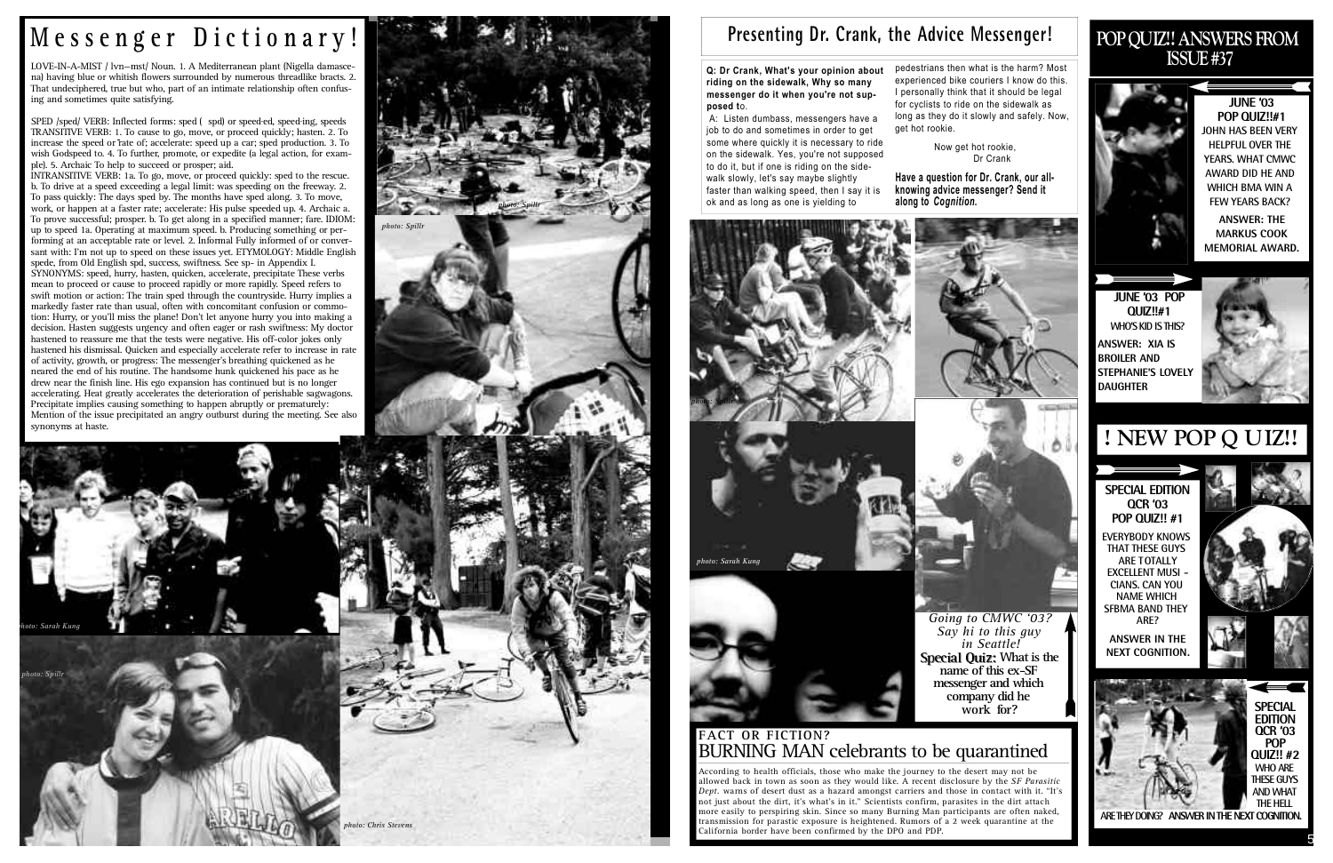# Messenger Dictionary!

LOVE-IN-A-MIST / lvn–mst/ Noun. 1. A Mediterranean plant (Nigella damascena) having blue or whitish flowers surrounded by numerous threadlike bracts. 2. That undeciphered, true but who, part of an intimate relationship often confusing and sometimes quite satisfying.

SPED /sped/ VERB: Inflected forms: sped ( spd) or speed·ed, speed·ing, speeds TRANSITIVE VERB: 1. To cause to go, move, or proceed quickly; hasten. 2. To increase the speed or rate of; accelerate: speed up a car; sped production. 3. To wish Godspeed to. 4. To further, promote, or expedite (a legal action, for example). 5. Archaic To help to succeed or prosper; aid.

INTRANSITIVE VERB: 1a. To go, move, or proceed quickly: sped to the rescue. b. To drive at a speed exceeding a legal limit: was speeding on the freeway. 2. To pass quickly: The days sped by. The months have sped along. 3. To move, work, or happen at a faster rate; accelerate: His pulse speeded up. 4. Archaic a. To prove successful; prosper. b. To get along in a specified manner; fare. IDIOM: up to speed 1a. Operating at maximum speed. b. Producing something or performing at an acceptable rate or level. 2. Informal Fully informed of or conversant with: I'm not up to speed on these issues yet. ETYMOLOGY: Middle English spede, from Old English spd, success, swiftness. See sp- in Appendix I. SYNONYMS: speed, hurry, hasten, quicken, accelerate, precipitate These verbs mean to proceed or cause to proceed rapidly or more rapidly. Speed refers to swift motion or action: The train sped through the countryside. Hurry implies a markedly faster rate than usual, often with concomitant confusion or commotion: Hurry, or you'll miss the plane! Don't let anyone hurry you into making a decision. Hasten suggests urgency and often eager or rash swiftness: My doctor hastened to reassure me that the tests were negative. His off-color jokes only hastened his dismissal. Quicken and especially accelerate refer to increase in rate of activity, growth, or progress: The messenger's breathing quickened as he neared the end of his routine. The handsome hunk quickened his pace as he drew near the finish line. His ego expansion has continued but is no longer accelerating. Heat greatly accelerates the deterioration of perishable sagwagons. Precipitate implies causing something to happen abruptly or prematurely: Mention of the issue precipitated an angry outburst during the meeting. See also synonyms at haste.

photo: Spillr

photo: Spillr

photo: Sarah Kung

photo: Spillr

photo: Chris Stevens

## Presenting Dr. Crank, the Advice Messenger!

**Q: Dr Crank, What's your opinion about riding on the sidewalk, Why so many messenger do it when you're not supposed to.**

A: Listen dumbass, messengers have a job to do and sometimes in order to get some where quickly it is necessary to ride on the sidewalk. Yes, you're not supposed to do it, but if one is riding on the sidewalk slowly, let's say maybe slightly faster than walking speed, then I say it is ok and as long as one is yielding to pedestrians then what is the harm? Most experienced bike couriers I know do this. I personally think that it should be legal for cyclists to ride on the sidewalk as long as they do it slowly and safely. Now, get hot rookie.

Now get hot rookie,
Dr Crank

**Have a question for Dr. Crank, our all-knowing advice messenger? Send it along to *Cognition.***

photo: Spillr

photo: Sarah Kung

*Going to CMWC '03? Say hi to this guy in Seattle!*
**Special Quiz:** What is the name of this ex-SF messenger and which company did he work for?

FACT OR FICTION?

## BURNING MAN celebrants to be quarantined

According to health officials, those who make the journey to the desert may not be allowed back in town as soon as they would like. A recent disclosure by the *SF Parasitic Dept.* warns of desert dust as a hazard amongst carriers and those in contact with it. "It's not just about the dirt, it's what's in it." Scientists confirm, parasites in the dirt attach more easily to perspiring skin. Since so many Burning Man participants are often naked, transmission for parastic exposure is heightened. Rumors of a 2 week quarantine at the California border have been confirmed by the DPO and PDP.

## POP QUIZ!! ANSWERS FROM ISSUE #37

**JUNE '03 POP QUIZ!!#1**
JOHN HAS BEEN VERY HELPFUL OVER THE YEARS. WHAT CMWC AWARD DID HE AND WHICH BMA WIN A FEW YEARS BACK?

**ANSWER: THE MARKUS COOK MEMORIAL AWARD.**

**JUNE '03 POP QUIZ!!#1**
WHO'S KID IS THIS?

**ANSWER: XIA IS BROILER AND STEPHANIE'S LOVELY DAUGHTER**

## ! NEW POP Q UIZ!!

**SPECIAL EDITION QCR '03 POP QUIZ!! #1**
EVERYBODY KNOWS THAT THESE GUYS ARE TOTALLY EXCELLENT MUSI - CIANS. CAN YOU NAME WHICH SFBMA BAND THEY ARE?

**ANSWER IN THE NEXT COGNITION.**

**SPECIAL EDITION QCR '03 POP QUIZ!! #2**
WHO ARE THESE GUYS AND WHAT THE HELL ARE THEY DOING? ANSWER IN THE NEXT COGNITION.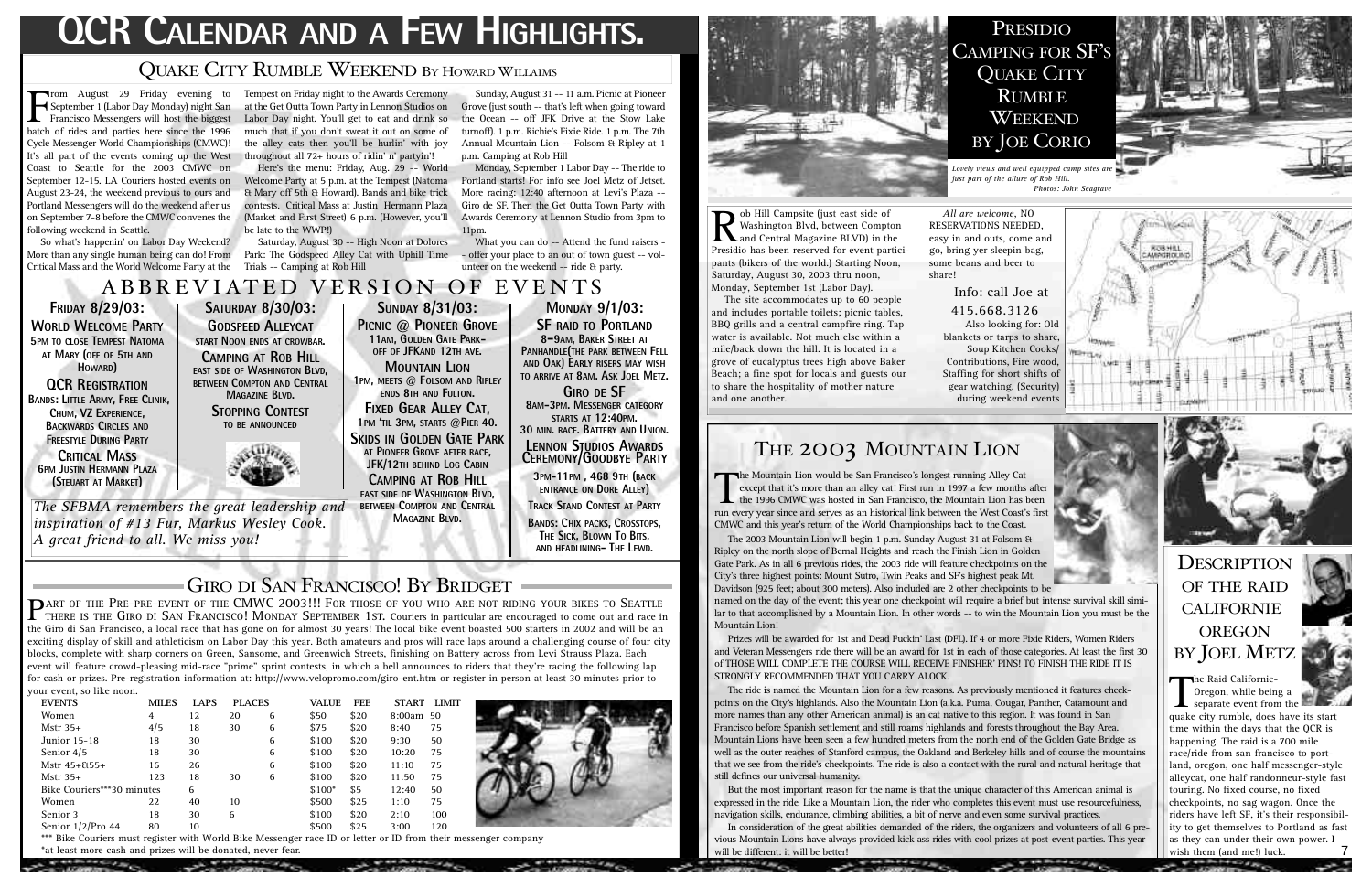# QCR Calendar and a Few Highlights.

## Quake City Rumble Weekend By Howard Williams

From August 29 Friday evening to September 1 (Labor Day Monday) night San Francisco Messengers will host the biggest batch of rides and parties here since the 1996 Cycle Messenger World Championships (CMWC)! It's all part of the events coming up the West Coast to Seattle for the 2003 CMWC on September 12-15. LA Couriers hosted events on August 23-24, the weekend previous to ours and Portland Messengers will do the weekend after us on September 7-8 before the CMWC convenes the following weekend in Seattle.

So what's happenin' on Labor Day Weekend? More than any single human being can do! From Critical Mass and the World Welcome Party at the Tempest on Friday night to the Awards Ceremony at the Get Outta Town Party in Lennon Studios on Labor Day night. You'll get to eat and drink so much that if you don't sweat it out on some of the alley cats then you'll be hurlin' with joy throughout all 72+ hours of ridin' n' partyin'!

Here's the menu: Friday, Aug. 29 -- World Welcome Party at 5 p.m. at the Tempest (Natoma & Mary off 5th & Howard). Bands and bike trick contests. Critical Mass at Justin Hermann Plaza (Market and First Street) 6 p.m. (However, you'll be late to the WWP!)

Saturday, August 30 -- High Noon at Dolores Park: The Godspeed Alley Cat with Uphill Time Trials -- Camping at Rob Hill

Sunday, August 31 -- 11 a.m. Picnic at Pioneer Grove (just south -- that's left when going toward the Ocean -- off JFK Drive at the Stow Lake turnoff). 1 p.m. Richie's Fixie Ride. 1 p.m. The 7th Annual Mountain Lion -- Folsom & Ripley at 1 p.m. Camping at Rob Hill

Monday, September 1 Labor Day -- The ride to Portland starts! For info see Joel Metz of Jetset. More racing: 12:40 afternoon at Levi's Plaza -- Giro de SF. Then the Get Outta Town Party with Awards Ceremony at Lennon Studio from 3pm to 11pm.

What you can do -- Attend the fund raisers -- offer your place to an out of town guest -- volunteer on the weekend -- ride & party.

## Abbreviated Version of Events

**Friday 8/29/03:**

**World Welcome Party**
5PM to close Tempest Natoma at Mary (off of 5th and Howard)

**QCR Registration**
Bands: Little Army, Free Clinik, Chum, VZ Experience, Backwards Circles and Freestyle During Party

**Critical Mass**
6PM Justin Hermann Plaza (Steuart at Market)

**Saturday 8/30/03:**

**Godspeed Alleycat**
Start noon ends at crowbar.

**Camping at Rob Hill**
East side of Washington Blvd, between Compton and Central Magazine Blvd.

**Stopping Contest**
To be announced

**Sunday 8/31/03:**

**Picnic @ Pioneer Grove**
11AM, Golden Gate Park-off of JFKand 12th ave.

**Mountain Lion**
1PM, meets @ Folsom and Ripley ends 8th and Fulton.

**Fixed Gear Alley Cat,**
1PM 'til 3PM, starts @Pier 40.

**Skids in Golden Gate Park**
at Pioneer Grove after race, JFK/12th behind Log Cabin

**Camping at Rob Hill**
East side of Washington Blvd, between Compton and Central Magazine Blvd.

**Monday 9/1/03:**

**SF Raid to Portland**
8-9AM, Baker Street at Panhandle(the park between Fell and Oak) Early risers may wish to arrive at 8AM. Ask Joel Metz.

**Giro de SF**
8AM-3PM. Messenger category starts at 12:40PM.
30 min. race. Battery and Union.

**Lennon Studios Awards Ceremony/Goodbye Party**
3PM-11PM, 468 9th (back entrance on Dore Alley)

Track Stand Contest at Party

Bands: Chix packs, Crosstops, The Sick, Blown To Bits, and headlining- The Lewd.

*The SFBMA remembers the great leadership and inspiration of #13 Fur, Markus Wesley Cook. A great friend to all. We miss you!*

## Giro di San Francisco! By Bridget

Part of the Pre-pre-event of the CMWC 2003!!! For those of you who are not riding your bikes to Seattle there is the Giro di San Francisco! Monday September 1st. Couriers in particular are encouraged to come out and race in the Giro di San Francisco, a local race that has gone on for almost 30 years! The local bike event boasted 500 starters in 2002 and will be an exciting display of skill and athleticism on Labor Day this year. Both amateurs and pros will race laps around a challenging course of four city blocks, complete with sharp corners on Green, Sansome, and Greenwich Streets, finishing on Battery across from Levi Strauss Plaza. Each event will feature crowd-pleasing mid-race "prime" sprint contests, in which a bell announces to riders that they're racing the following lap for cash or prizes. Pre-registration information at: http://www.velopromo.com/giro-ent.htm or register in person at least 30 minutes prior to your event, so like noon.

| EVENTS | MILES | LAPS | PLACES | | VALUE | FEE | START | LIMIT |
|---|---|---|---|---|---|---|---|---|
| Women | 4 | 12 | 20 | 6 | $50 | $20 | 8:00am | 50 |
| Mstr 35+ | 4/5 | 18 | 30 | 6 | $75 | $20 | 8:40 | 75 |
| Junior 15-18 | 18 | 30 | | 6 | $100 | $20 | 9:30 | 50 |
| Senior 4/5 | 18 | 30 | | 6 | $100 | $20 | 10:20 | 75 |
| Mstr 45+&55+ | 16 | 26 | | 6 | $100 | $20 | 11:10 | 75 |
| Mstr 35+ | 123 | 18 | 30 | 6 | $100 | $20 | 11:50 | 75 |
| Bike Couriers***30 minutes | | 6 | | | $100* | $5 | 12:40 | 50 |
| Women | 22 | 40 | 10 | | $500 | $25 | 1:10 | 75 |
| Senior 3 | 18 | 30 | 6 | | $100 | $20 | 2:10 | 100 |
| Senior 1/2/Pro 44 | 80 | 10 | | | $500 | $25 | 3:00 | 120 |

*** Bike Couriers must register with World Bike Messenger race ID or letter or ID from their messenger company
*at least more cash and prizes will be donated, never fear.

## Presidio Camping for SF's Quake City Rumble Weekend by Joe Corio

*Lovely views and well equipped camp sites are just part of the allure of Rob Hill.*
*Photos: John Seagrave*

Rob Hill Campsite (just east side of Washington Blvd, between Compton and Central Magazine BLVD) in the Presidio has been reserved for event participants (bikers of the world.) Starting Noon, Saturday, August 30, 2003 thru noon, Monday, September 1st (Labor Day).

The site accommodates up to 60 people and includes portable toilets; picnic tables, BBQ grills and a central campfire ring. Tap water is available. Not much else within a mile/back down the hill. It is located in a grove of eucalyptus trees high above Baker Beach; a fine spot for locals and guests our to share the hospitality of mother nature and one another.

*All are welcome*, NO RESERVATIONS NEEDED, easy in and outs, come and go, bring yer sleepin bag, some beans and beer to share!

Info: call Joe at 415.668.3126

Also looking for: Old blankets or tarps to share, Soup Kitchen Cooks/ Contributions, Fire wood, Staffing for short shifts of gear watching, (Security) during weekend events

## The 2003 Mountain Lion

The Mountain Lion would be San Francisco's longest running Alley Cat except that it's more than an alley cat! First run in 1997 a few months after the 1996 CMWC was hosted in San Francisco, the Mountain Lion has been run every year since and serves as an historical link between the West Coast's first CMWC and this year's return of the World Championships back to the Coast.

The 2003 Mountain Lion will begin 1 p.m. Sunday August 31 at Folsom & Ripley on the north slope of Bernal Heights and reach the Finish Lion in Golden Gate Park. As in all 6 previous rides, the 2003 ride will feature checkpoints on the City's three highest points: Mount Sutro, Twin Peaks and SF's highest peak Mt. Davidson (925 feet; about 300 meters). Also included are 2 other checkpoints to be named on the day of the event; this year one checkpoint will require a brief but intense survival skill similar to that accomplished by a Mountain Lion. In other words -- to win the Mountain Lion you must be the Mountain Lion!

Prizes will be awarded for 1st and Dead Fuckin' Last (DFL). If 4 or more Fixie Riders, Women Riders and Veteran Messengers ride there will be an award for 1st in each of those categories. At least the first 30 of THOSE WILL COMPLETE THE COURSE WILL RECEIVE FINISHER' PINS! TO FINISH THE RIDE IT IS STRONGLY RECOMMENDED THAT YOU CARRY ALOCK.

The ride is named the Mountain Lion for a few reasons. As previously mentioned it features checkpoints on the City's highlands. Also the Mountain Lion (a.k.a. Puma, Cougar, Panther, Catamount and more names than any other American animal) is an cat native to this region. It was found in San Francisco before Spanish settlement and still roams highlands and forests throughout the Bay Area. Mountain Lions have been seen a few hundred meters from the north end of the Golden Gate Bridge as well as the outer reaches of Stanford campus, the Oakland and Berkeley hills and of course the mountains that we see from the ride's checkpoints. The ride is also a contact with the rural and natural heritage that still defines our universal humanity.

But the most important reason for the name is that the unique character of this American animal is expressed in the ride. Like a Mountain Lion, the rider who completes this event must use resourcefulness, navigation skills, endurance, climbing abilities, a bit of nerve and even some survival practices.

In consideration of the great abilities demanded of the riders, the organizers and volunteers of all 6 previous Mountain Lions have always provided kick ass rides with cool prizes at post-event parties. This year will be different: it will be better!

## Description of the Raid Californie Oregon by Joel Metz

The Raid Californie-Oregon, while being a separate event from the quake city rumble, does have its start time within the days that the QCR is happening. The raid is a 700 mile race/ride from san francisco to portland, oregon, one half messenger-style alleycat, one half randonneur-style fast touring. No fixed course, no fixed checkpoints, no sag wagon. Once the riders have left SF, it's their responsibility to get themselves to Portland as fast as they can under their own power. I wish them (and me!) luck.